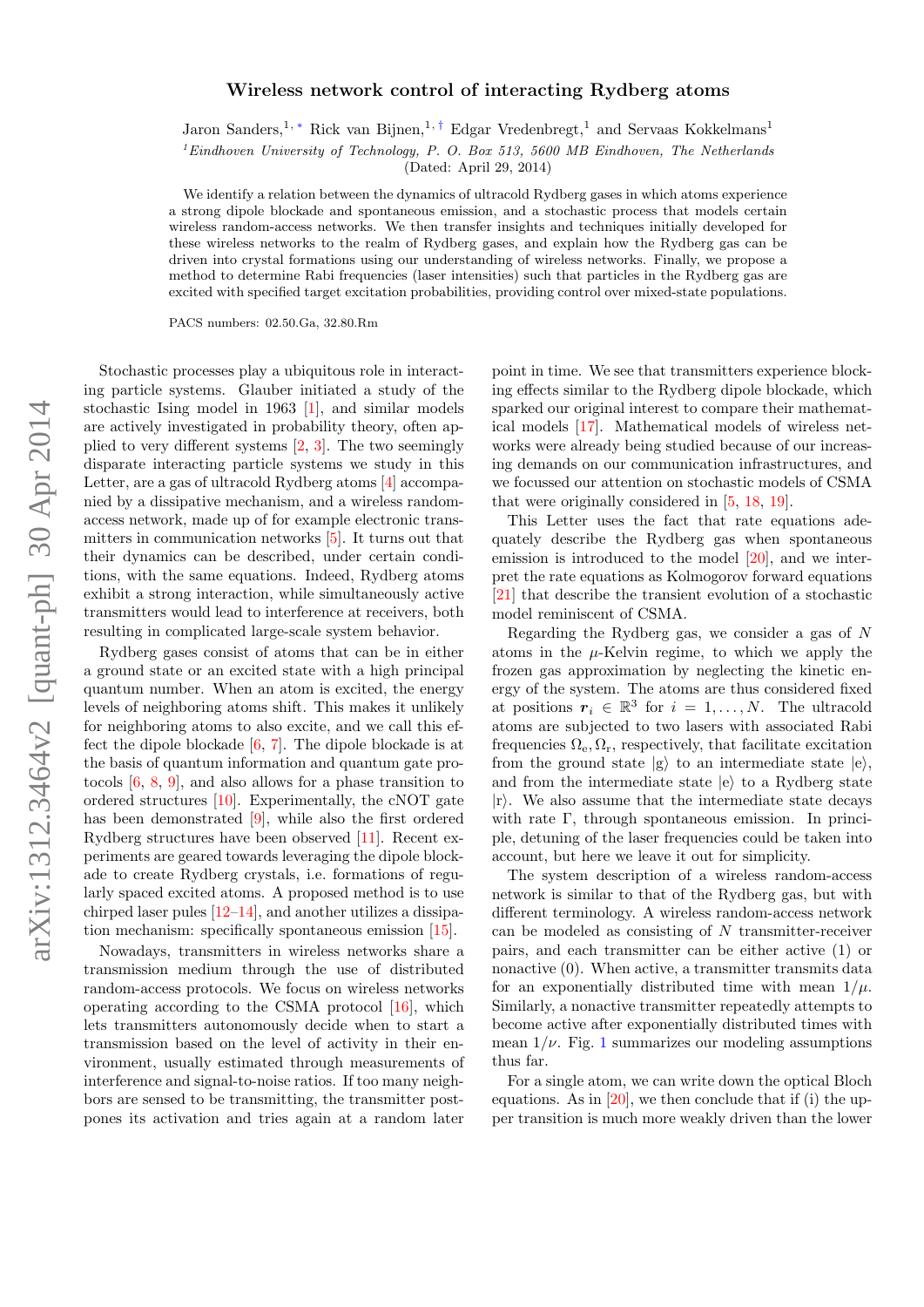# Wireless network control of interacting Rydberg atoms

Jaron Sanders,[1,*] Rick van Bijnen,[1,†] Edgar Vredenbregt,[1] and Servaas Kokkelmans[1]

[1] *Eindhoven University of Technology, P. O. Box 513, 5600 MB Eindhoven, The Netherlands*

(Dated: April 29, 2014)

We identify a relation between the dynamics of ultracold Rydberg gases in which atoms experience a strong dipole blockade and spontaneous emission, and a stochastic process that models certain wireless random-access networks. We then transfer insights and techniques initially developed for these wireless networks to the realm of Rydberg gases, and explain how the Rydberg gas can be driven into crystal formations using our understanding of wireless networks. Finally, we propose a method to determine Rabi frequencies (laser intensities) such that particles in the Rydberg gas are excited with specified target excitation probabilities, providing control over mixed-state populations.

PACS numbers: 02.50.Ga, 32.80.Rm

Stochastic processes play a ubiquitous role in interacting particle systems. Glauber initiated a study of the stochastic Ising model in 1963 [1], and similar models are actively investigated in probability theory, often applied to very different systems [2, 3]. The two seemingly disparate interacting particle systems we study in this Letter, are a gas of ultracold Rydberg atoms [4] accompanied by a dissipative mechanism, and a wireless random-access network, made up of for example electronic transmitters in communication networks [5]. It turns out that their dynamics can be described, under certain conditions, with the same equations. Indeed, Rydberg atoms exhibit a strong interaction, while simultaneously active transmitters would lead to interference at receivers, both resulting in complicated large-scale system behavior.

Rydberg gases consist of atoms that can be in either a ground state or an excited state with a high principal quantum number. When an atom is excited, the energy levels of neighboring atoms shift. This makes it unlikely for neighboring atoms to also excite, and we call this effect the dipole blockade [6, 7]. The dipole blockade is at the basis of quantum information and quantum gate protocols [6, 8, 9], and also allows for a phase transition to ordered structures [10]. Experimentally, the cNOT gate has been demonstrated [9], while also the first ordered Rydberg structures have been observed [11]. Recent experiments are geared towards leveraging the dipole blockade to create Rydberg crystals, i.e. formations of regularly spaced excited atoms. A proposed method is to use chirped laser pules [12–14], and another utilizes a dissipation mechanism: specifically spontaneous emission [15].

Nowadays, transmitters in wireless networks share a transmission medium through the use of distributed random-access protocols. We focus on wireless networks operating according to the CSMA protocol [16], which lets transmitters autonomously decide when to start a transmission based on the level of activity in their environment, usually estimated through measurements of interference and signal-to-noise ratios. If too many neighbors are sensed to be transmitting, the transmitter postpones its activation and tries again at a random later point in time. We see that transmitters experience blocking effects similar to the Rydberg dipole blockade, which sparked our original interest to compare their mathematical models [17]. Mathematical models of wireless networks were already being studied because of our increasing demands on our communication infrastructures, and we focussed our attention on stochastic models of CSMA that were originally considered in [5, 18, 19].

This Letter uses the fact that rate equations adequately describe the Rydberg gas when spontaneous emission is introduced to the model [20], and we interpret the rate equations as Kolmogorov forward equations [21] that describe the transient evolution of a stochastic model reminiscent of CSMA.

Regarding the Rydberg gas, we consider a gas of $N$ atoms in the $\mu$-Kelvin regime, to which we apply the frozen gas approximation by neglecting the kinetic energy of the system. The atoms are thus considered fixed at positions $\boldsymbol{r}_i \in \mathbb{R}^3$ for $i = 1, \ldots, N$. The ultracold atoms are subjected to two lasers with associated Rabi frequencies $\Omega_{\mathrm{e}}, \Omega_{\mathrm{r}}$, respectively, that facilitate excitation from the ground state $|\mathrm{g}\rangle$ to an intermediate state $|\mathrm{e}\rangle$, and from the intermediate state $|\mathrm{e}\rangle$ to a Rydberg state $|\mathrm{r}\rangle$. We also assume that the intermediate state decays with rate $\Gamma$, through spontaneous emission. In principle, detuning of the laser frequencies could be taken into account, but here we leave it out for simplicity.

The system description of a wireless random-access network is similar to that of the Rydberg gas, but with different terminology. A wireless random-access network can be modeled as consisting of $N$ transmitter-receiver pairs, and each transmitter can be either active (1) or nonactive (0). When active, a transmitter transmits data for an exponentially distributed time with mean $1/\mu$. Similarly, a nonactive transmitter repeatedly attempts to become active after exponentially distributed times with mean $1/\nu$. Fig. 1 summarizes our modeling assumptions thus far.

For a single atom, we can write down the optical Bloch equations. As in [20], we then conclude that if (i) the upper transition is much more weakly driven than the lower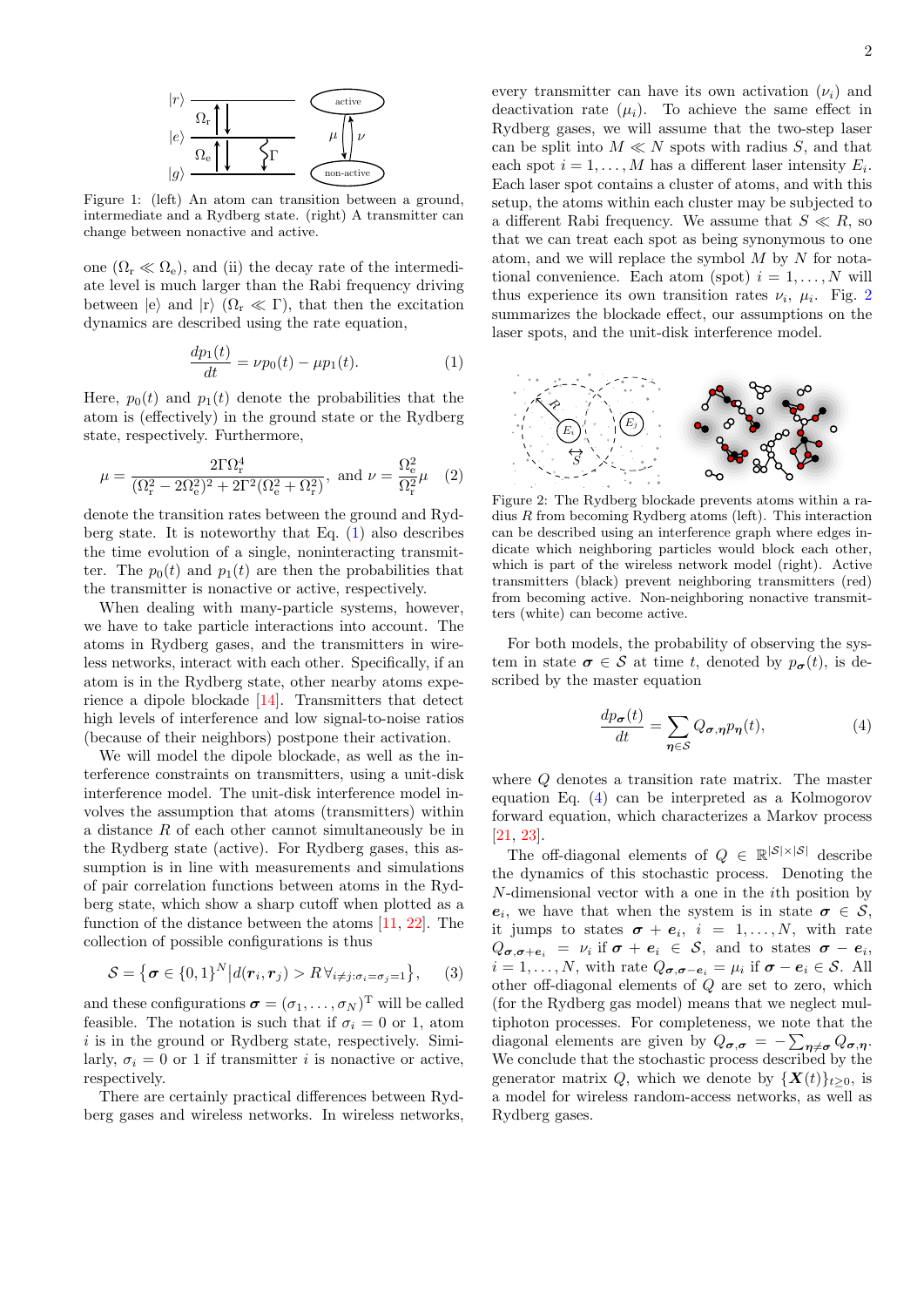Figure 1: (left) An atom can transition between a ground, intermediate and a Rydberg state. (right) A transmitter can change between nonactive and active.

one ($\Omega_\mathrm{r} \ll \Omega_\mathrm{e}$), and (ii) the decay rate of the intermediate level is much larger than the Rabi frequency driving between |e⟩ and |r⟩ ($\Omega_\mathrm{r} \ll \Gamma$), that then the excitation dynamics are described using the rate equation,

$$\frac{dp_1(t)}{dt} = \nu p_0(t) - \mu p_1(t). \tag{1}$$

Here, $p_0(t)$ and $p_1(t)$ denote the probabilities that the atom is (effectively) in the ground state or the Rydberg state, respectively. Furthermore,

$$\mu = \frac{2\Gamma\Omega_\mathrm{r}^4}{(\Omega_\mathrm{r}^2 - 2\Omega_\mathrm{e}^2)^2 + 2\Gamma^2(\Omega_\mathrm{e}^2 + \Omega_\mathrm{r}^2)}, \text{ and } \nu = \frac{\Omega_\mathrm{e}^2}{\Omega_\mathrm{r}^2}\mu \tag{2}$$

denote the transition rates between the ground and Rydberg state. It is noteworthy that Eq. (1) also describes the time evolution of a single, noninteracting transmitter. The $p_0(t)$ and $p_1(t)$ are then the probabilities that the transmitter is nonactive or active, respectively.

When dealing with many-particle systems, however, we have to take particle interactions into account. The atoms in Rydberg gases, and the transmitters in wireless networks, interact with each other. Specifically, if an atom is in the Rydberg state, other nearby atoms experience a dipole blockade [14]. Transmitters that detect high levels of interference and low signal-to-noise ratios (because of their neighbors) postpone their activation.

We will model the dipole blockade, as well as the interference constraints on transmitters, using a unit-disk interference model. The unit-disk interference model involves the assumption that atoms (transmitters) within a distance $R$ of each other cannot simultaneously be in the Rydberg state (active). For Rydberg gases, this assumption is in line with measurements and simulations of pair correlation functions between atoms in the Rydberg state, which show a sharp cutoff when plotted as a function of the distance between the atoms [11, 22]. The collection of possible configurations is thus

$$\mathcal{S} = \left\{\boldsymbol{\sigma} \in \{0,1\}^N \middle| d(\boldsymbol{r}_i, \boldsymbol{r}_j) > R \,\forall_{i \neq j: \sigma_i = \sigma_j = 1}\right\}, \tag{3}$$

and these configurations $\boldsymbol{\sigma} = (\sigma_1, \ldots, \sigma_N)^\mathrm{T}$ will be called feasible. The notation is such that if $\sigma_i = 0$ or 1, atom $i$ is in the ground or Rydberg state, respectively. Similarly, $\sigma_i = 0$ or 1 if transmitter $i$ is nonactive or active, respectively.

There are certainly practical differences between Rydberg gases and wireless networks. In wireless networks, every transmitter can have its own activation ($\nu_i$) and deactivation rate ($\mu_i$). To achieve the same effect in Rydberg gases, we will assume that the two-step laser can be split into $M \ll N$ spots with radius $S$, and that each spot $i = 1, \ldots, M$ has a different laser intensity $E_i$. Each laser spot contains a cluster of atoms, and with this setup, the atoms within each cluster may be subjected to a different Rabi frequency. We assume that $S \ll R$, so that we can treat each spot as being synonymous to one atom, and we will replace the symbol $M$ by $N$ for notational convenience. Each atom (spot) $i = 1, \ldots, N$ will thus experience its own transition rates $\nu_i$, $\mu_i$. Fig. 2 summarizes the blockade effect, our assumptions on the laser spots, and the unit-disk interference model.

Figure 2: The Rydberg blockade prevents atoms within a radius $R$ from becoming Rydberg atoms (left). This interaction can be described using an interference graph where edges indicate which neighboring particles would block each other, which is part of the wireless network model (right). Active transmitters (black) prevent neighboring transmitters (red) from becoming active. Non-neighboring nonactive transmitters (white) can become active.

For both models, the probability of observing the system in state $\boldsymbol{\sigma} \in \mathcal{S}$ at time $t$, denoted by $p_{\boldsymbol{\sigma}}(t)$, is described by the master equation

$$\frac{dp_{\boldsymbol{\sigma}}(t)}{dt} = \sum_{\boldsymbol{\eta} \in \mathcal{S}} Q_{\boldsymbol{\sigma},\boldsymbol{\eta}} p_{\boldsymbol{\eta}}(t), \tag{4}$$

where $Q$ denotes a transition rate matrix. The master equation Eq. (4) can be interpreted as a Kolmogorov forward equation, which characterizes a Markov process [21, 23].

The off-diagonal elements of $Q \in \mathbb{R}^{|\mathcal{S}| \times |\mathcal{S}|}$ describe the dynamics of this stochastic process. Denoting the $N$-dimensional vector with a one in the $i$th position by $\boldsymbol{e}_i$, we have that when the system is in state $\boldsymbol{\sigma} \in \mathcal{S}$, it jumps to states $\boldsymbol{\sigma} + \boldsymbol{e}_i$, $i = 1, \ldots, N$, with rate $Q_{\boldsymbol{\sigma},\boldsymbol{\sigma}+\boldsymbol{e}_i} = \nu_i$ if $\boldsymbol{\sigma} + \boldsymbol{e}_i \in \mathcal{S}$, and to states $\boldsymbol{\sigma} - \boldsymbol{e}_i$, $i = 1, \ldots, N$, with rate $Q_{\boldsymbol{\sigma},\boldsymbol{\sigma}-\boldsymbol{e}_i} = \mu_i$ if $\boldsymbol{\sigma} - \boldsymbol{e}_i \in \mathcal{S}$. All other off-diagonal elements of $Q$ are set to zero, which (for the Rydberg gas model) means that we neglect multiphoton processes. For completeness, we note that the diagonal elements are given by $Q_{\boldsymbol{\sigma},\boldsymbol{\sigma}} = -\sum_{\boldsymbol{\eta} \neq \boldsymbol{\sigma}} Q_{\boldsymbol{\sigma},\boldsymbol{\eta}}$. We conclude that the stochastic process described by the generator matrix $Q$, which we denote by $\{\boldsymbol{X}(t)\}_{t \geq 0}$, is a model for wireless random-access networks, as well as Rydberg gases.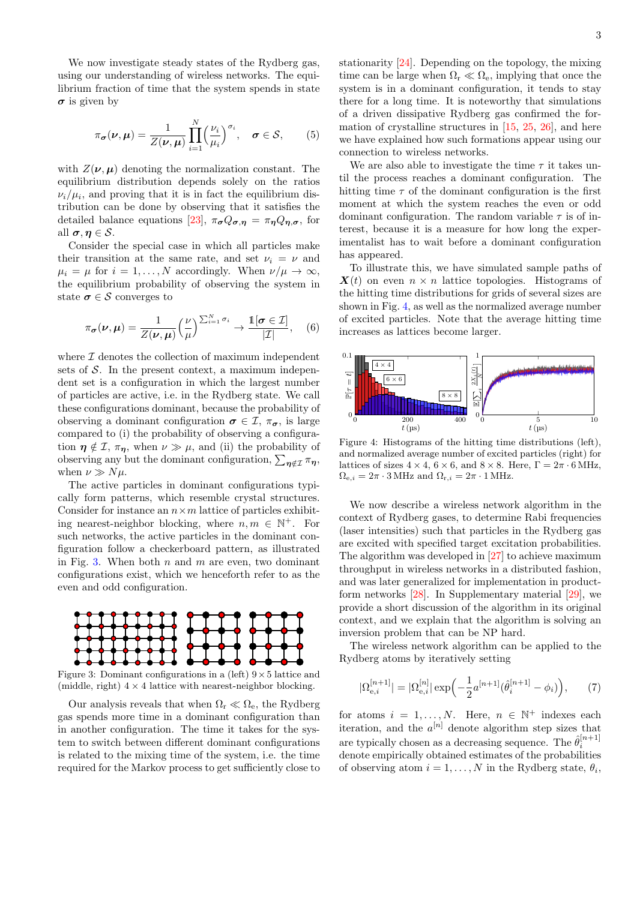We now investigate steady states of the Rydberg gas, using our understanding of wireless networks. The equilibrium fraction of time that the system spends in state $\boldsymbol{\sigma}$ is given by

$$\pi_{\boldsymbol{\sigma}}(\boldsymbol{\nu},\boldsymbol{\mu}) = \frac{1}{Z(\boldsymbol{\nu},\boldsymbol{\mu})}\prod_{i=1}^{N}\Big(\frac{\nu_i}{\mu_i}\Big)^{\sigma_i}, \quad \boldsymbol{\sigma}\in\mathcal{S}, \tag{5}$$

with $Z(\boldsymbol{\nu},\boldsymbol{\mu})$ denoting the normalization constant. The equilibrium distribution depends solely on the ratios $\nu_i/\mu_i$, and proving that it is in fact the equilibrium distribution can be done by observing that it satisfies the detailed balance equations [23], $\pi_{\boldsymbol{\sigma}}Q_{\boldsymbol{\sigma},\boldsymbol{\eta}} = \pi_{\boldsymbol{\eta}}Q_{\boldsymbol{\eta},\boldsymbol{\sigma}}$, for all $\boldsymbol{\sigma},\boldsymbol{\eta}\in\mathcal{S}$.

Consider the special case in which all particles make their transition at the same rate, and set $\nu_i = \nu$ and $\mu_i = \mu$ for $i = 1,\ldots,N$ accordingly. When $\nu/\mu \to \infty$, the equilibrium probability of observing the system in state $\boldsymbol{\sigma}\in\mathcal{S}$ converges to

$$\pi_{\boldsymbol{\sigma}}(\boldsymbol{\nu},\boldsymbol{\mu}) = \frac{1}{Z(\boldsymbol{\nu},\boldsymbol{\mu})}\Big(\frac{\nu}{\mu}\Big)^{\sum_{i=1}^{N}\sigma_i} \to \frac{\mathbb{1}[\boldsymbol{\sigma}\in\mathcal{I}]}{|\mathcal{I}|}, \tag{6}$$

where $\mathcal{I}$ denotes the collection of maximum independent sets of $\mathcal{S}$. In the present context, a maximum independent set is a configuration in which the largest number of particles are active, i.e. in the Rydberg state. We call these configurations dominant, because the probability of observing a dominant configuration $\boldsymbol{\sigma}\in\mathcal{I}$, $\pi_{\boldsymbol{\sigma}}$, is large compared to (i) the probability of observing a configuration $\boldsymbol{\eta}\notin\mathcal{I}$, $\pi_{\boldsymbol{\eta}}$, when $\nu\gg\mu$, and (ii) the probability of observing any but the dominant configuration, $\sum_{\boldsymbol{\eta}\notin\mathcal{I}}\pi_{\boldsymbol{\eta}}$, when $\nu\gg N\mu$.

The active particles in dominant configurations typically form patterns, which resemble crystal structures. Consider for instance an $n\times m$ lattice of particles exhibiting nearest-neighbor blocking, where $n,m\in\mathbb{N}^+$. For such networks, the active particles in the dominant configuration follow a checkerboard pattern, as illustrated in Fig. 3. When both $n$ and $m$ are even, two dominant configurations exist, which we henceforth refer to as the even and odd configuration.

Figure 3: Dominant configurations in a (left) $9\times5$ lattice and (middle, right) $4\times4$ lattice with nearest-neighbor blocking.

Our analysis reveals that when $\Omega_{\mathrm{r}}\ll\Omega_{\mathrm{e}}$, the Rydberg gas spends more time in a dominant configuration than in another configuration. The time it takes for the system to switch between different dominant configurations is related to the mixing time of the system, i.e. the time required for the Markov process to get sufficiently close to stationarity [24]. Depending on the topology, the mixing time can be large when $\Omega_{\mathrm{r}}\ll\Omega_{\mathrm{e}}$, implying that once the system is in a dominant configuration, it tends to stay there for a long time. It is noteworthy that simulations of a driven dissipative Rydberg gas confirmed the formation of crystalline structures in [15, 25, 26], and here we have explained how such formations appear using our connection to wireless networks.

We are also able to investigate the time $\tau$ it takes until the process reaches a dominant configuration. The hitting time $\tau$ of the dominant configuration is the first moment at which the system reaches the even or odd dominant configuration. The random variable $\tau$ is of interest, because it is a measure for how long the experimentalist has to wait before a dominant configuration has appeared.

To illustrate this, we have simulated sample paths of $\boldsymbol{X}(t)$ on even $n\times n$ lattice topologies. Histograms of the hitting time distributions for grids of several sizes are shown in Fig. 4, as well as the normalized average number of excited particles. Note that the average hitting time increases as lattices become larger.

Figure 4: Histograms of the hitting time distributions (left), and normalized average number of excited particles (right) for lattices of sizes $4\times4$, $6\times6$, and $8\times8$. Here, $\Gamma = 2\pi\cdot6\,$MHz, $\Omega_{\mathrm{e},i} = 2\pi\cdot3\,$MHz and $\Omega_{\mathrm{r},i} = 2\pi\cdot1\,$MHz.

We now describe a wireless network algorithm in the context of Rydberg gases, to determine Rabi frequencies (laser intensities) such that particles in the Rydberg gas are excited with specified target excitation probabilities. The algorithm was developed in [27] to achieve maximum throughput in wireless networks in a distributed fashion, and was later generalized for implementation in product-form networks [28]. In Supplementary material [29], we provide a short discussion of the algorithm in its original context, and we explain that the algorithm is solving an inversion problem that can be NP hard.

The wireless network algorithm can be applied to the Rydberg atoms by iteratively setting

$$|\Omega_{\mathrm{e},i}^{[n+1]}| = |\Omega_{\mathrm{e},i}^{[n]}|\exp\Big(-\frac{1}{2}a^{[n+1]}(\hat{\theta}_i^{[n+1]}-\phi_i)\Big), \tag{7}$$

for atoms $i = 1,\ldots,N$. Here, $n\in\mathbb{N}^+$ indexes each iteration, and the $a^{[n]}$ denote algorithm step sizes that are typically chosen as a decreasing sequence. The $\hat{\theta}_i^{[n+1]}$ denote empirically obtained estimates of the probabilities of observing atom $i = 1,\ldots,N$ in the Rydberg state, $\theta_i$,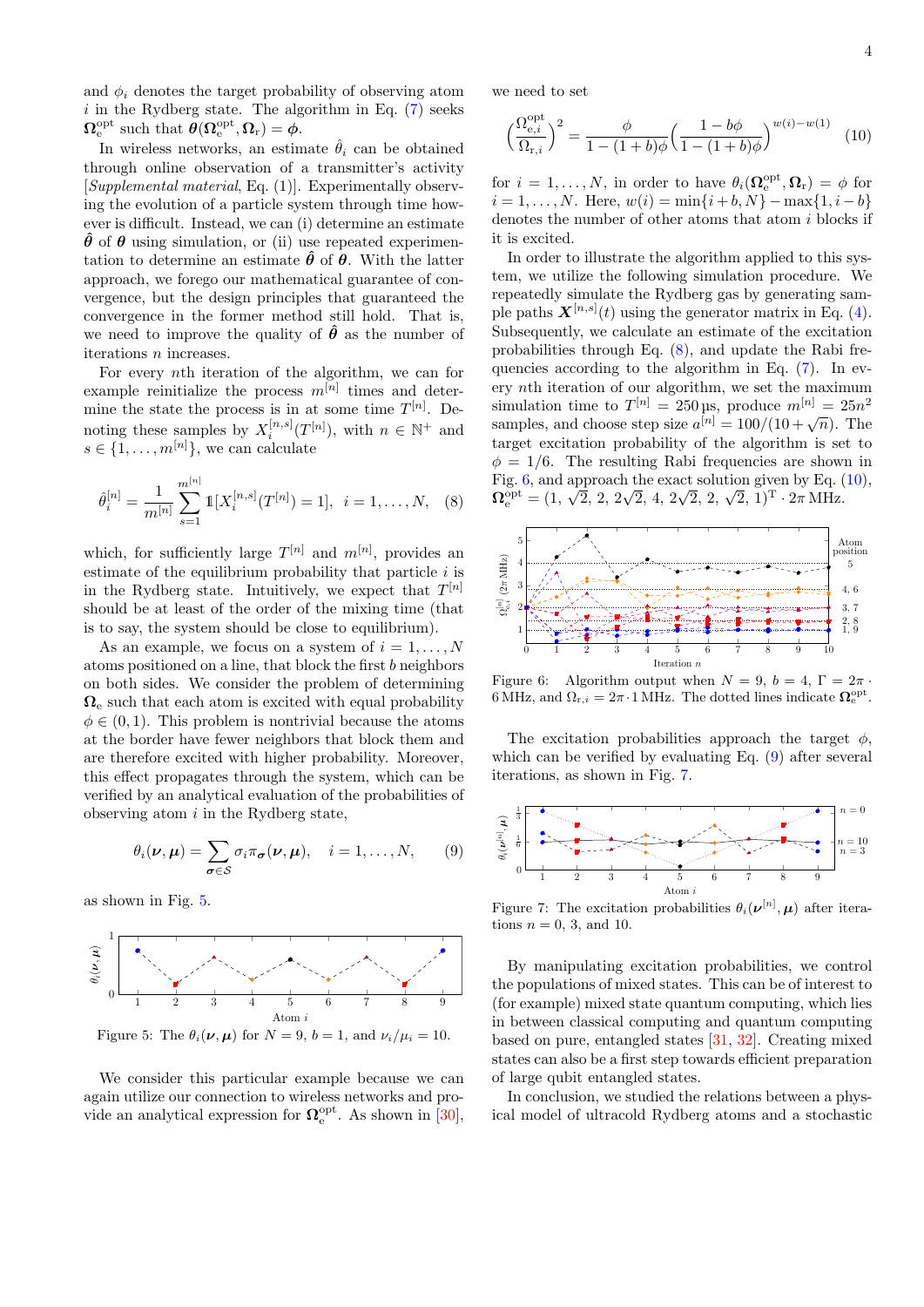and $\phi_i$ denotes the target probability of observing atom $i$ in the Rydberg state. The algorithm in Eq. (7) seeks $\boldsymbol{\Omega}_{\mathrm{e}}^{\mathrm{opt}}$ such that $\boldsymbol{\theta}(\boldsymbol{\Omega}_{\mathrm{e}}^{\mathrm{opt}}, \boldsymbol{\Omega}_{\mathrm{r}}) = \boldsymbol{\phi}$.

In wireless networks, an estimate $\hat{\theta}_i$ can be obtained through online observation of a transmitter's activity [*Supplemental material*, Eq. (1)]. Experimentally observing the evolution of a particle system through time however is difficult. Instead, we can (i) determine an estimate $\hat{\boldsymbol{\theta}}$ of $\boldsymbol{\theta}$ using simulation, or (ii) use repeated experimentation to determine an estimate $\hat{\boldsymbol{\theta}}$ of $\boldsymbol{\theta}$. With the latter approach, we forego our mathematical guarantee of convergence, but the design principles that guaranteed the convergence in the former method still hold. That is, we need to improve the quality of $\hat{\boldsymbol{\theta}}$ as the number of iterations $n$ increases.

For every $n$th iteration of the algorithm, we can for example reinitialize the process $m^{[n]}$ times and determine the state the process is in at some time $T^{[n]}$. Denoting these samples by $X_i^{[n,s]}(T^{[n]})$, with $n \in \mathbb{N}^+$ and $s \in \{1, \ldots, m^{[n]}\}$, we can calculate

$$\hat{\theta}_i^{[n]} = \frac{1}{m^{[n]}} \sum_{s=1}^{m^{[n]}} \mathbb{1}[X_i^{[n,s]}(T^{[n]}) = 1], \quad i = 1, \ldots, N, \quad (8)$$

which, for sufficiently large $T^{[n]}$ and $m^{[n]}$, provides an estimate of the equilibrium probability that particle $i$ is in the Rydberg state. Intuitively, we expect that $T^{[n]}$ should be at least of the order of the mixing time (that is to say, the system should be close to equilibrium).

As an example, we focus on a system of $i = 1, \ldots, N$ atoms positioned on a line, that block the first $b$ neighbors on both sides. We consider the problem of determining $\boldsymbol{\Omega}_{\mathrm{e}}$ such that each atom is excited with equal probability $\phi \in (0, 1)$. This problem is nontrivial because the atoms at the border have fewer neighbors that block them and are therefore excited with higher probability. Moreover, this effect propagates through the system, which can be verified by an analytical evaluation of the probabilities of observing atom $i$ in the Rydberg state,

$$\theta_i(\boldsymbol{\nu}, \boldsymbol{\mu}) = \sum_{\boldsymbol{\sigma} \in \mathcal{S}} \sigma_i \pi_{\boldsymbol{\sigma}}(\boldsymbol{\nu}, \boldsymbol{\mu}), \quad i = 1, \ldots, N, \quad (9)$$

as shown in Fig. 5.

Figure 5: The $\theta_i(\boldsymbol{\nu}, \boldsymbol{\mu})$ for $N = 9$, $b = 1$, and $\nu_i/\mu_i = 10$.

We consider this particular example because we can again utilize our connection to wireless networks and provide an analytical expression for $\boldsymbol{\Omega}_{\mathrm{e}}^{\mathrm{opt}}$. As shown in [30], we need to set

$$\Big( \frac{\Omega_{\mathrm{e},i}^{\mathrm{opt}}}{\Omega_{\mathrm{r},i}} \Big)^2 = \frac{\phi}{1 - (1+b)\phi} \Big( \frac{1 - b\phi}{1 - (1+b)\phi} \Big)^{w(i) - w(1)} \quad (10)$$

for $i = 1, \ldots, N$, in order to have $\theta_i(\boldsymbol{\Omega}_{\mathrm{e}}^{\mathrm{opt}}, \boldsymbol{\Omega}_{\mathrm{r}}) = \phi$ for $i = 1, \ldots, N$. Here, $w(i) = \min\{i + b, N\} - \max\{1, i - b\}$ denotes the number of other atoms that atom $i$ blocks if it is excited.

In order to illustrate the algorithm applied to this system, we utilize the following simulation procedure. We repeatedly simulate the Rydberg gas by generating sample paths $\boldsymbol{X}^{[n,s]}(t)$ using the generator matrix in Eq. (4). Subsequently, we calculate an estimate of the excitation probabilities through Eq. (8), and update the Rabi frequencies according to the algorithm in Eq. (7). In every $n$th iteration of our algorithm, we set the maximum simulation time to $T^{[n]} = 250\,\mu\mathrm{s}$, produce $m^{[n]} = 25n^2$ samples, and choose step size $a^{[n]} = 100/(10 + \sqrt{n})$. The target excitation probability of the algorithm is set to $\phi = 1/6$. The resulting Rabi frequencies are shown in Fig. 6, and approach the exact solution given by Eq. (10), $\boldsymbol{\Omega}_{\mathrm{e}}^{\mathrm{opt}} = (1, \sqrt{2}, 2, 2\sqrt{2}, 4, 2\sqrt{2}, 2, \sqrt{2}, 1)^{\mathrm{T}} \cdot 2\pi\,\mathrm{MHz}$.

Figure 6: Algorithm output when $N = 9$, $b = 4$, $\Gamma = 2\pi \cdot 6\,\mathrm{MHz}$, and $\Omega_{\mathrm{r},i} = 2\pi \cdot 1\,\mathrm{MHz}$. The dotted lines indicate $\boldsymbol{\Omega}_{\mathrm{e}}^{\mathrm{opt}}$.

The excitation probabilities approach the target $\phi$, which can be verified by evaluating Eq. (9) after several iterations, as shown in Fig. 7.

Figure 7: The excitation probabilities $\theta_i(\boldsymbol{\nu}^{[n]}, \boldsymbol{\mu})$ after iterations $n = 0$, 3, and 10.

By manipulating excitation probabilities, we control the populations of mixed states. This can be of interest to (for example) mixed state quantum computing, which lies in between classical computing and quantum computing based on pure, entangled states [31, 32]. Creating mixed states can also be a first step towards efficient preparation of large qubit entangled states.

In conclusion, we studied the relations between a physical model of ultracold Rydberg atoms and a stochastic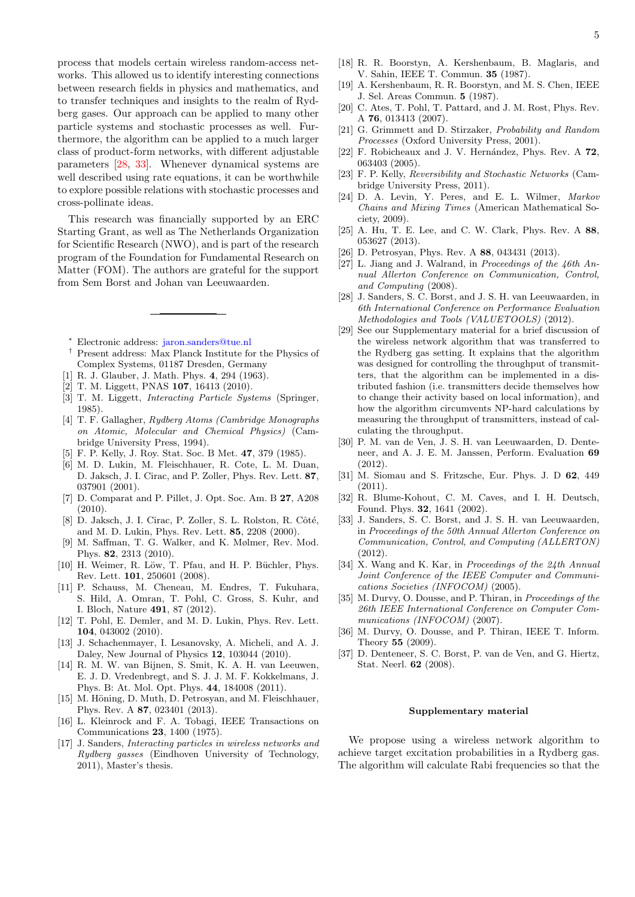process that models certain wireless random-access networks. This allowed us to identify interesting connections between research fields in physics and mathematics, and to transfer techniques and insights to the realm of Rydberg gases. Our approach can be applied to many other particle systems and stochastic processes as well. Furthermore, the algorithm can be applied to a much larger class of product-form networks, with different adjustable parameters [28, 33]. Whenever dynamical systems are well described using rate equations, it can be worthwhile to explore possible relations with stochastic processes and cross-pollinate ideas.

This research was financially supported by an ERC Starting Grant, as well as The Netherlands Organization for Scientific Research (NWO), and is part of the research program of the Foundation for Fundamental Research on Matter (FOM). The authors are grateful for the support from Sem Borst and Johan van Leeuwaarden.

---

* Electronic address: jaron.sanders@tue.nl

† Present address: Max Planck Institute for the Physics of Complex Systems, 01187 Dresden, Germany

[1] R. J. Glauber, J. Math. Phys. **4**, 294 (1963).
[2] T. M. Liggett, PNAS **107**, 16413 (2010).
[3] T. M. Liggett, *Interacting Particle Systems* (Springer, 1985).
[4] T. F. Gallagher, *Rydberg Atoms (Cambridge Monographs on Atomic, Molecular and Chemical Physics)* (Cambridge University Press, 1994).
[5] F. P. Kelly, J. Roy. Stat. Soc. B Met. **47**, 379 (1985).
[6] M. D. Lukin, M. Fleischhauer, R. Cote, L. M. Duan, D. Jaksch, J. I. Cirac, and P. Zoller, Phys. Rev. Lett. **87**, 037901 (2001).
[7] D. Comparat and P. Pillet, J. Opt. Soc. Am. B **27**, A208 (2010).
[8] D. Jaksch, J. I. Cirac, P. Zoller, S. L. Rolston, R. Côté, and M. D. Lukin, Phys. Rev. Lett. **85**, 2208 (2000).
[9] M. Saffman, T. G. Walker, and K. Mølmer, Rev. Mod. Phys. **82**, 2313 (2010).
[10] H. Weimer, R. Löw, T. Pfau, and H. P. Büchler, Phys. Rev. Lett. **101**, 250601 (2008).
[11] P. Schauss, M. Cheneau, M. Endres, T. Fukuhara, S. Hild, A. Omran, T. Pohl, C. Gross, S. Kuhr, and I. Bloch, Nature **491**, 87 (2012).
[12] T. Pohl, E. Demler, and M. D. Lukin, Phys. Rev. Lett. **104**, 043002 (2010).
[13] J. Schachenmayer, I. Lesanovsky, A. Micheli, and A. J. Daley, New Journal of Physics **12**, 103044 (2010).
[14] R. M. W. van Bijnen, S. Smit, K. A. H. van Leeuwen, E. J. D. Vredenbregt, and S. J. J. M. F. Kokkelmans, J. Phys. B: At. Mol. Opt. Phys. **44**, 184008 (2011).
[15] M. Höning, D. Muth, D. Petrosyan, and M. Fleischhauer, Phys. Rev. A **87**, 023401 (2013).
[16] L. Kleinrock and F. A. Tobagi, IEEE Transactions on Communications **23**, 1400 (1975).
[17] J. Sanders, *Interacting particles in wireless networks and Rydberg gasses* (Eindhoven University of Technology, 2011), Master's thesis.
[18] R. R. Boorstyn, A. Kershenbaum, B. Maglaris, and V. Sahin, IEEE T. Commun. **35** (1987).
[19] A. Kershenbaum, R. R. Boorstyn, and M. S. Chen, IEEE J. Sel. Areas Commun. **5** (1987).
[20] C. Ates, T. Pohl, T. Pattard, and J. M. Rost, Phys. Rev. A **76**, 013413 (2007).
[21] G. Grimmett and D. Stirzaker, *Probability and Random Processes* (Oxford University Press, 2001).
[22] F. Robicheaux and J. V. Hernández, Phys. Rev. A **72**, 063403 (2005).
[23] F. P. Kelly, *Reversibility and Stochastic Networks* (Cambridge University Press, 2011).
[24] D. A. Levin, Y. Peres, and E. L. Wilmer, *Markov Chains and Mixing Times* (American Mathematical Society, 2009).
[25] A. Hu, T. E. Lee, and C. W. Clark, Phys. Rev. A **88**, 053627 (2013).
[26] D. Petrosyan, Phys. Rev. A **88**, 043431 (2013).
[27] L. Jiang and J. Walrand, in *Proceedings of the 46th Annual Allerton Conference on Communication, Control, and Computing* (2008).
[28] J. Sanders, S. C. Borst, and J. S. H. van Leeuwaarden, in *6th International Conference on Performance Evaluation Methodologies and Tools (VALUETOOLS)* (2012).
[29] See our Supplementary material for a brief discussion of the wireless network algorithm that was transferred to the Rydberg gas setting. It explains that the algorithm was designed for controlling the throughput of transmitters, that the algorithm can be implemented in a distributed fashion (i.e. transmitters decide themselves how to change their activity based on local information), and how the algorithm circumvents NP-hard calculations by measuring the throughput of transmitters, instead of calculating the throughput.
[30] P. M. van de Ven, J. S. H. van Leeuwaarden, D. Denteneer, and A. J. E. M. Janssen, Perform. Evaluation **69** (2012).
[31] M. Siomau and S. Fritzsche, Eur. Phys. J. D **62**, 449 (2011).
[32] R. Blume-Kohout, C. M. Caves, and I. H. Deutsch, Found. Phys. **32**, 1641 (2002).
[33] J. Sanders, S. C. Borst, and J. S. H. van Leeuwaarden, in *Proceedings of the 50th Annual Allerton Conference on Communication, Control, and Computing (ALLERTON)* (2012).
[34] X. Wang and K. Kar, in *Proceedings of the 24th Annual Joint Conference of the IEEE Computer and Communications Societies (INFOCOM)* (2005).
[35] M. Durvy, O. Dousse, and P. Thiran, in *Proceedings of the 26th IEEE International Conference on Computer Communications (INFOCOM)* (2007).
[36] M. Durvy, O. Dousse, and P. Thiran, IEEE T. Inform. Theory **55** (2009).
[37] D. Denteneer, S. C. Borst, P. van de Ven, and G. Hiertz, Stat. Neerl. **62** (2008).

## Supplementary material

We propose using a wireless network algorithm to achieve target excitation probabilities in a Rydberg gas. The algorithm will calculate Rabi frequencies so that the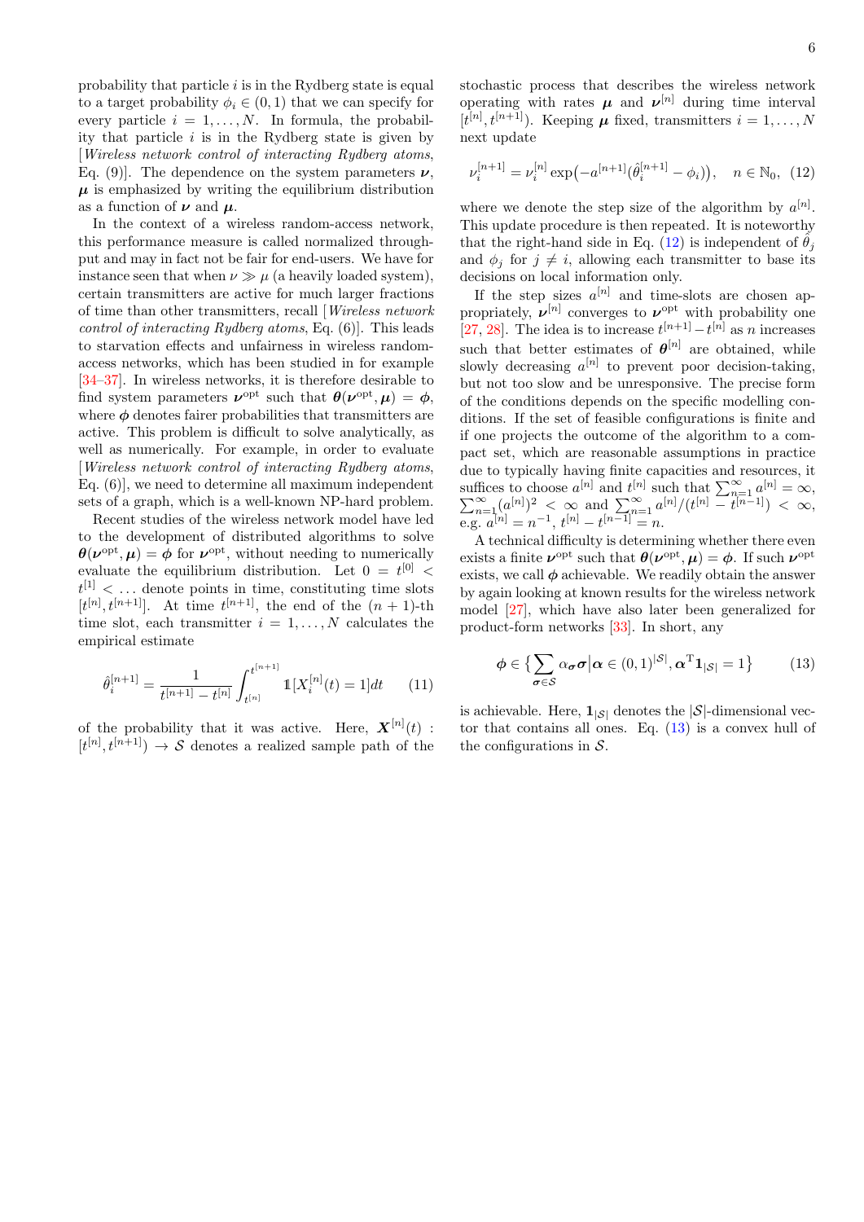probability that particle $i$ is in the Rydberg state is equal to a target probability $\phi_i \in (0,1)$ that we can specify for every particle $i = 1,\ldots,N$. In formula, the probability that particle $i$ is in the Rydberg state is given by [*Wireless network control of interacting Rydberg atoms*, Eq. (9)]. The dependence on the system parameters $\boldsymbol{\nu}$, $\boldsymbol{\mu}$ is emphasized by writing the equilibrium distribution as a function of $\boldsymbol{\nu}$ and $\boldsymbol{\mu}$.

In the context of a wireless random-access network, this performance measure is called normalized throughput and may in fact not be fair for end-users. We have for instance seen that when $\nu \gg \mu$ (a heavily loaded system), certain transmitters are active for much larger fractions of time than other transmitters, recall [*Wireless network control of interacting Rydberg atoms*, Eq. (6)]. This leads to starvation effects and unfairness in wireless random-access networks, which has been studied in for example [34–37]. In wireless networks, it is therefore desirable to find system parameters $\boldsymbol{\nu}^{\mathrm{opt}}$ such that $\boldsymbol{\theta}(\boldsymbol{\nu}^{\mathrm{opt}},\boldsymbol{\mu}) = \boldsymbol{\phi}$, where $\boldsymbol{\phi}$ denotes fairer probabilities that transmitters are active. This problem is difficult to solve analytically, as well as numerically. For example, in order to evaluate [*Wireless network control of interacting Rydberg atoms*, Eq. (6)], we need to determine all maximum independent sets of a graph, which is a well-known NP-hard problem.

Recent studies of the wireless network model have led to the development of distributed algorithms to solve $\boldsymbol{\theta}(\boldsymbol{\nu}^{\mathrm{opt}},\boldsymbol{\mu}) = \boldsymbol{\phi}$ for $\boldsymbol{\nu}^{\mathrm{opt}}$, without needing to numerically evaluate the equilibrium distribution. Let $0 = t^{[0]} < t^{[1]} < \ldots$ denote points in time, constituting time slots $[t^{[n]}, t^{[n+1]}]$. At time $t^{[n+1]}$, the end of the $(n+1)$-th time slot, each transmitter $i = 1,\ldots,N$ calculates the empirical estimate

$$\hat{\theta}_i^{[n+1]} = \frac{1}{t^{[n+1]} - t^{[n]}} \int_{t^{[n]}}^{t^{[n+1]}} \mathbb{1}[X_i^{[n]}(t) = 1] dt \qquad (11)$$

of the probability that it was active. Here, $\boldsymbol{X}^{[n]}(t) : [t^{[n]}, t^{[n+1]}) \to \mathcal{S}$ denotes a realized sample path of the stochastic process that describes the wireless network operating with rates $\boldsymbol{\mu}$ and $\boldsymbol{\nu}^{[n]}$ during time interval $[t^{[n]}, t^{[n+1]})$. Keeping $\boldsymbol{\mu}$ fixed, transmitters $i = 1,\ldots,N$ next update

$$\nu_i^{[n+1]} = \nu_i^{[n]} \exp\bigl(-a^{[n+1]}(\hat{\theta}_i^{[n+1]} - \phi_i)\bigr), \quad n \in \mathbb{N}_0, \quad (12)$$

where we denote the step size of the algorithm by $a^{[n]}$. This update procedure is then repeated. It is noteworthy that the right-hand side in Eq. (12) is independent of $\hat{\theta}_j$ and $\phi_j$ for $j \neq i$, allowing each transmitter to base its decisions on local information only.

If the step sizes $a^{[n]}$ and time-slots are chosen appropriately, $\boldsymbol{\nu}^{[n]}$ converges to $\boldsymbol{\nu}^{\mathrm{opt}}$ with probability one [27, 28]. The idea is to increase $t^{[n+1]} - t^{[n]}$ as $n$ increases such that better estimates of $\boldsymbol{\theta}^{[n]}$ are obtained, while slowly decreasing $a^{[n]}$ to prevent poor decision-taking, but not too slow and be unresponsive. The precise form of the conditions depends on the specific modelling conditions. If the set of feasible configurations is finite and if one projects the outcome of the algorithm to a compact set, which are reasonable assumptions in practice due to typically having finite capacities and resources, it suffices to choose $a^{[n]}$ and $t^{[n]}$ such that $\sum_{n=1}^{\infty} a^{[n]} = \infty$, $\sum_{n=1}^{\infty} (a^{[n]})^2 < \infty$ and $\sum_{n=1}^{\infty} a^{[n]}/(t^{[n]} - t^{[n-1]}) < \infty$, e.g. $a^{[n]} = n^{-1}$, $t^{[n]} - t^{[n-1]} = n$.

A technical difficulty is determining whether there even exists a finite $\boldsymbol{\nu}^{\mathrm{opt}}$ such that $\boldsymbol{\theta}(\boldsymbol{\nu}^{\mathrm{opt}},\boldsymbol{\mu}) = \boldsymbol{\phi}$. If such $\boldsymbol{\nu}^{\mathrm{opt}}$ exists, we call $\boldsymbol{\phi}$ achievable. We readily obtain the answer by again looking at known results for the wireless network model [27], which have also later been generalized for product-form networks [33]. In short, any

$$\boldsymbol{\phi} \in \Bigl\{ \sum_{\boldsymbol{\sigma} \in \mathcal{S}} \alpha_{\boldsymbol{\sigma}} \boldsymbol{\sigma} \Bigm| \boldsymbol{\alpha} \in (0,1)^{|\mathcal{S}|}, \boldsymbol{\alpha}^{\mathrm{T}} \mathbf{1}_{|\mathcal{S}|} = 1 \Bigr\} \qquad (13)$$

is achievable. Here, $\mathbf{1}_{|\mathcal{S}|}$ denotes the $|\mathcal{S}|$-dimensional vector that contains all ones. Eq. (13) is a convex hull of the configurations in $\mathcal{S}$.